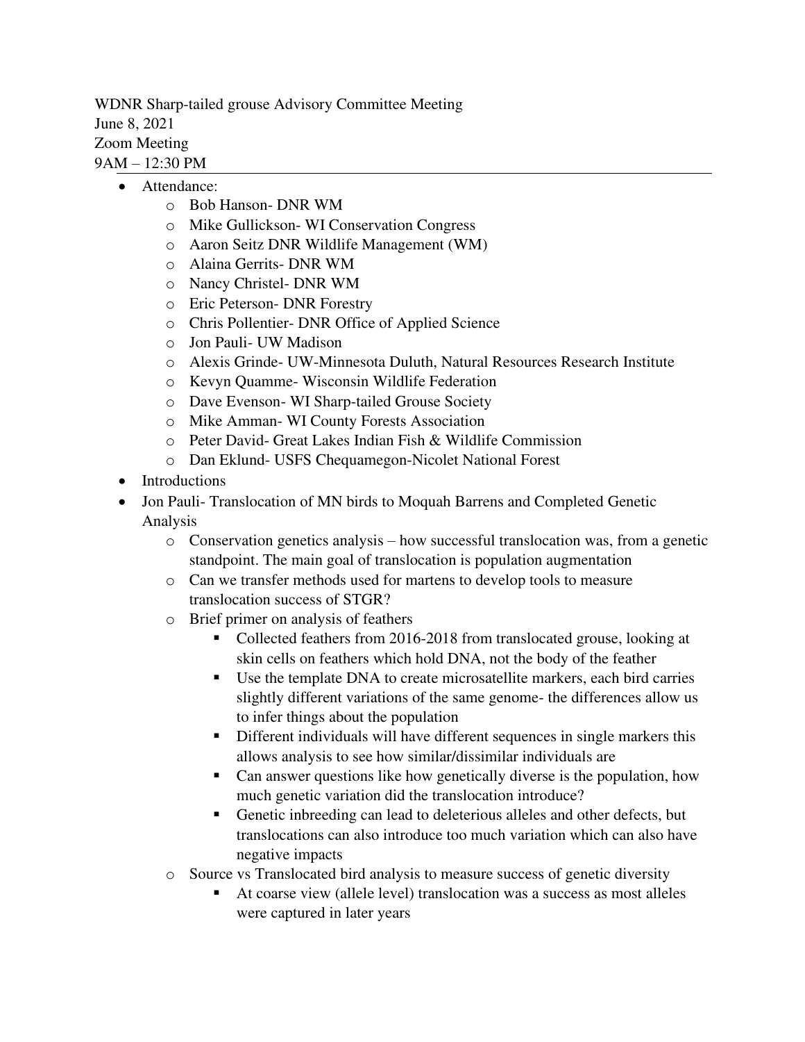WDNR Sharp-tailed grouse Advisory Committee Meeting
June 8, 2021
Zoom Meeting
9AM – 12:30 PM

---

- Attendance:
  - Bob Hanson- DNR WM
  - Mike Gullickson- WI Conservation Congress
  - Aaron Seitz DNR Wildlife Management (WM)
  - Alaina Gerrits- DNR WM
  - Nancy Christel- DNR WM
  - Eric Peterson- DNR Forestry
  - Chris Pollentier- DNR Office of Applied Science
  - Jon Pauli- UW Madison
  - Alexis Grinde- UW-Minnesota Duluth, Natural Resources Research Institute
  - Kevyn Quamme- Wisconsin Wildlife Federation
  - Dave Evenson- WI Sharp-tailed Grouse Society
  - Mike Amman- WI County Forests Association
  - Peter David- Great Lakes Indian Fish & Wildlife Commission
  - Dan Eklund- USFS Chequamegon-Nicolet National Forest
- Introductions
- Jon Pauli- Translocation of MN birds to Moquah Barrens and Completed Genetic Analysis
  - Conservation genetics analysis – how successful translocation was, from a genetic standpoint. The main goal of translocation is population augmentation
  - Can we transfer methods used for martens to develop tools to measure translocation success of STGR?
  - Brief primer on analysis of feathers
    - Collected feathers from 2016-2018 from translocated grouse, looking at skin cells on feathers which hold DNA, not the body of the feather
    - Use the template DNA to create microsatellite markers, each bird carries slightly different variations of the same genome- the differences allow us to infer things about the population
    - Different individuals will have different sequences in single markers this allows analysis to see how similar/dissimilar individuals are
    - Can answer questions like how genetically diverse is the population, how much genetic variation did the translocation introduce?
    - Genetic inbreeding can lead to deleterious alleles and other defects, but translocations can also introduce too much variation which can also have negative impacts
  - Source vs Translocated bird analysis to measure success of genetic diversity
    - At coarse view (allele level) translocation was a success as most alleles were captured in later years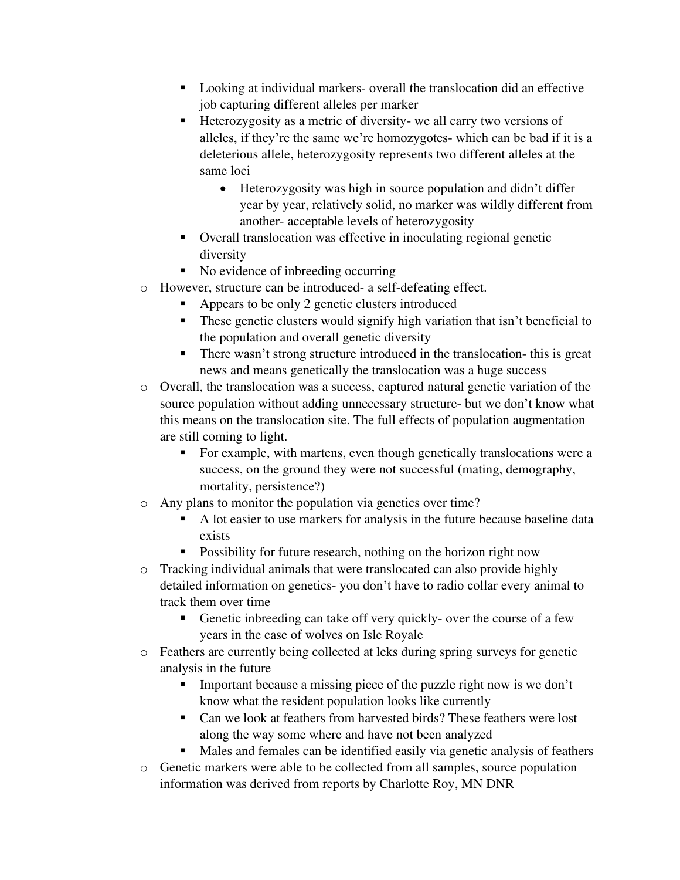- Looking at individual markers- overall the translocation did an effective job capturing different alleles per marker
    - Heterozygosity as a metric of diversity- we all carry two versions of alleles, if they're the same we're homozygotes- which can be bad if it is a deleterious allele, heterozygosity represents two different alleles at the same loci
      - Heterozygosity was high in source population and didn't differ year by year, relatively solid, no marker was wildly different from another- acceptable levels of heterozygosity
    - Overall translocation was effective in inoculating regional genetic diversity
    - No evidence of inbreeding occurring
  - However, structure can be introduced- a self-defeating effect.
    - Appears to be only 2 genetic clusters introduced
    - These genetic clusters would signify high variation that isn't beneficial to the population and overall genetic diversity
    - There wasn't strong structure introduced in the translocation- this is great news and means genetically the translocation was a huge success
  - Overall, the translocation was a success, captured natural genetic variation of the source population without adding unnecessary structure- but we don't know what this means on the translocation site. The full effects of population augmentation are still coming to light.
    - For example, with martens, even though genetically translocations were a success, on the ground they were not successful (mating, demography, mortality, persistence?)
  - Any plans to monitor the population via genetics over time?
    - A lot easier to use markers for analysis in the future because baseline data exists
    - Possibility for future research, nothing on the horizon right now
  - Tracking individual animals that were translocated can also provide highly detailed information on genetics- you don't have to radio collar every animal to track them over time
    - Genetic inbreeding can take off very quickly- over the course of a few years in the case of wolves on Isle Royale
  - Feathers are currently being collected at leks during spring surveys for genetic analysis in the future
    - Important because a missing piece of the puzzle right now is we don't know what the resident population looks like currently
    - Can we look at feathers from harvested birds? These feathers were lost along the way some where and have not been analyzed
    - Males and females can be identified easily via genetic analysis of feathers
  - Genetic markers were able to be collected from all samples, source population information was derived from reports by Charlotte Roy, MN DNR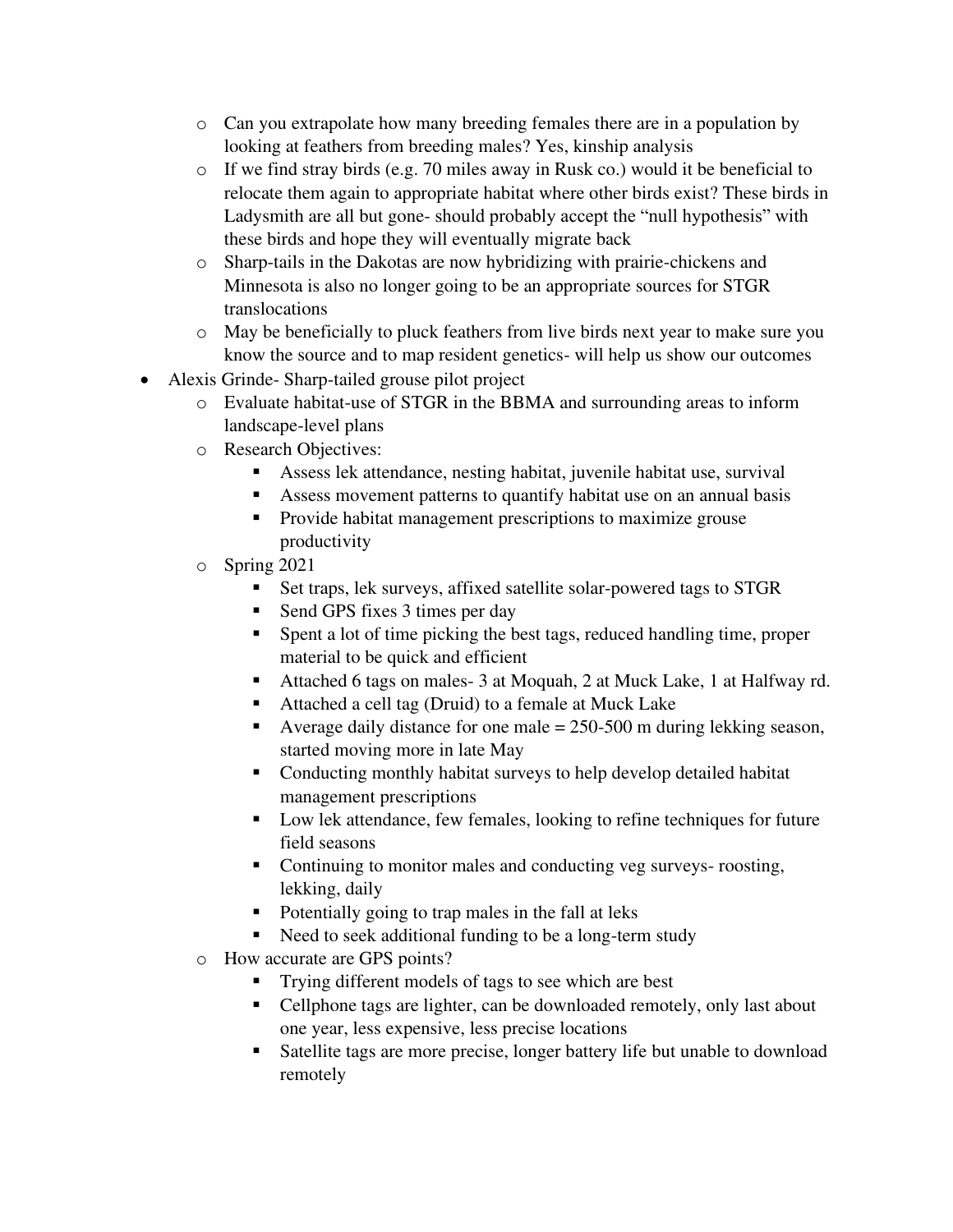- Can you extrapolate how many breeding females there are in a population by looking at feathers from breeding males? Yes, kinship analysis
- If we find stray birds (e.g. 70 miles away in Rusk co.) would it be beneficial to relocate them again to appropriate habitat where other birds exist? These birds in Ladysmith are all but gone- should probably accept the "null hypothesis" with these birds and hope they will eventually migrate back
- Sharp-tails in the Dakotas are now hybridizing with prairie-chickens and Minnesota is also no longer going to be an appropriate sources for STGR translocations
- May be beneficially to pluck feathers from live birds next year to make sure you know the source and to map resident genetics- will help us show our outcomes

- Alexis Grinde- Sharp-tailed grouse pilot project
  - Evaluate habitat-use of STGR in the BBMA and surrounding areas to inform landscape-level plans
  - Research Objectives:
    - Assess lek attendance, nesting habitat, juvenile habitat use, survival
    - Assess movement patterns to quantify habitat use on an annual basis
    - Provide habitat management prescriptions to maximize grouse productivity
  - Spring 2021
    - Set traps, lek surveys, affixed satellite solar-powered tags to STGR
    - Send GPS fixes 3 times per day
    - Spent a lot of time picking the best tags, reduced handling time, proper material to be quick and efficient
    - Attached 6 tags on males- 3 at Moquah, 2 at Muck Lake, 1 at Halfway rd.
    - Attached a cell tag (Druid) to a female at Muck Lake
    - Average daily distance for one male = 250-500 m during lekking season, started moving more in late May
    - Conducting monthly habitat surveys to help develop detailed habitat management prescriptions
    - Low lek attendance, few females, looking to refine techniques for future field seasons
    - Continuing to monitor males and conducting veg surveys- roosting, lekking, daily
    - Potentially going to trap males in the fall at leks
    - Need to seek additional funding to be a long-term study
  - How accurate are GPS points?
    - Trying different models of tags to see which are best
    - Cellphone tags are lighter, can be downloaded remotely, only last about one year, less expensive, less precise locations
    - Satellite tags are more precise, longer battery life but unable to download remotely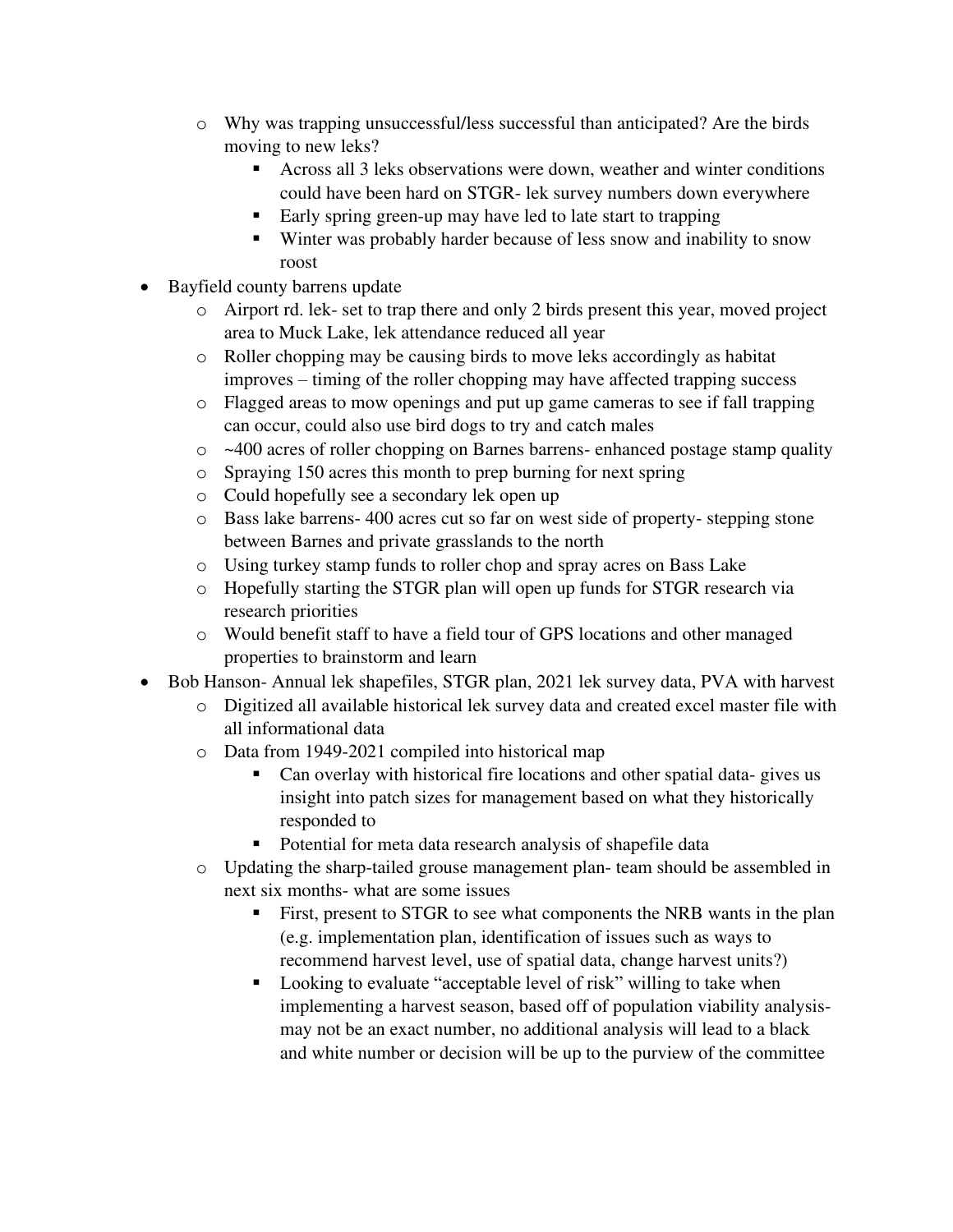- Why was trapping unsuccessful/less successful than anticipated? Are the birds moving to new leks?
    - Across all 3 leks observations were down, weather and winter conditions could have been hard on STGR- lek survey numbers down everywhere
    - Early spring green-up may have led to late start to trapping
    - Winter was probably harder because of less snow and inability to snow roost
- Bayfield county barrens update
  - Airport rd. lek- set to trap there and only 2 birds present this year, moved project area to Muck Lake, lek attendance reduced all year
  - Roller chopping may be causing birds to move leks accordingly as habitat improves – timing of the roller chopping may have affected trapping success
  - Flagged areas to mow openings and put up game cameras to see if fall trapping can occur, could also use bird dogs to try and catch males
  - ~400 acres of roller chopping on Barnes barrens- enhanced postage stamp quality
  - Spraying 150 acres this month to prep burning for next spring
  - Could hopefully see a secondary lek open up
  - Bass lake barrens- 400 acres cut so far on west side of property- stepping stone between Barnes and private grasslands to the north
  - Using turkey stamp funds to roller chop and spray acres on Bass Lake
  - Hopefully starting the STGR plan will open up funds for STGR research via research priorities
  - Would benefit staff to have a field tour of GPS locations and other managed properties to brainstorm and learn
- Bob Hanson- Annual lek shapefiles, STGR plan, 2021 lek survey data, PVA with harvest
  - Digitized all available historical lek survey data and created excel master file with all informational data
  - Data from 1949-2021 compiled into historical map
    - Can overlay with historical fire locations and other spatial data- gives us insight into patch sizes for management based on what they historically responded to
    - Potential for meta data research analysis of shapefile data
  - Updating the sharp-tailed grouse management plan- team should be assembled in next six months- what are some issues
    - First, present to STGR to see what components the NRB wants in the plan (e.g. implementation plan, identification of issues such as ways to recommend harvest level, use of spatial data, change harvest units?)
    - Looking to evaluate "acceptable level of risk" willing to take when implementing a harvest season, based off of population viability analysis- may not be an exact number, no additional analysis will lead to a black and white number or decision will be up to the purview of the committee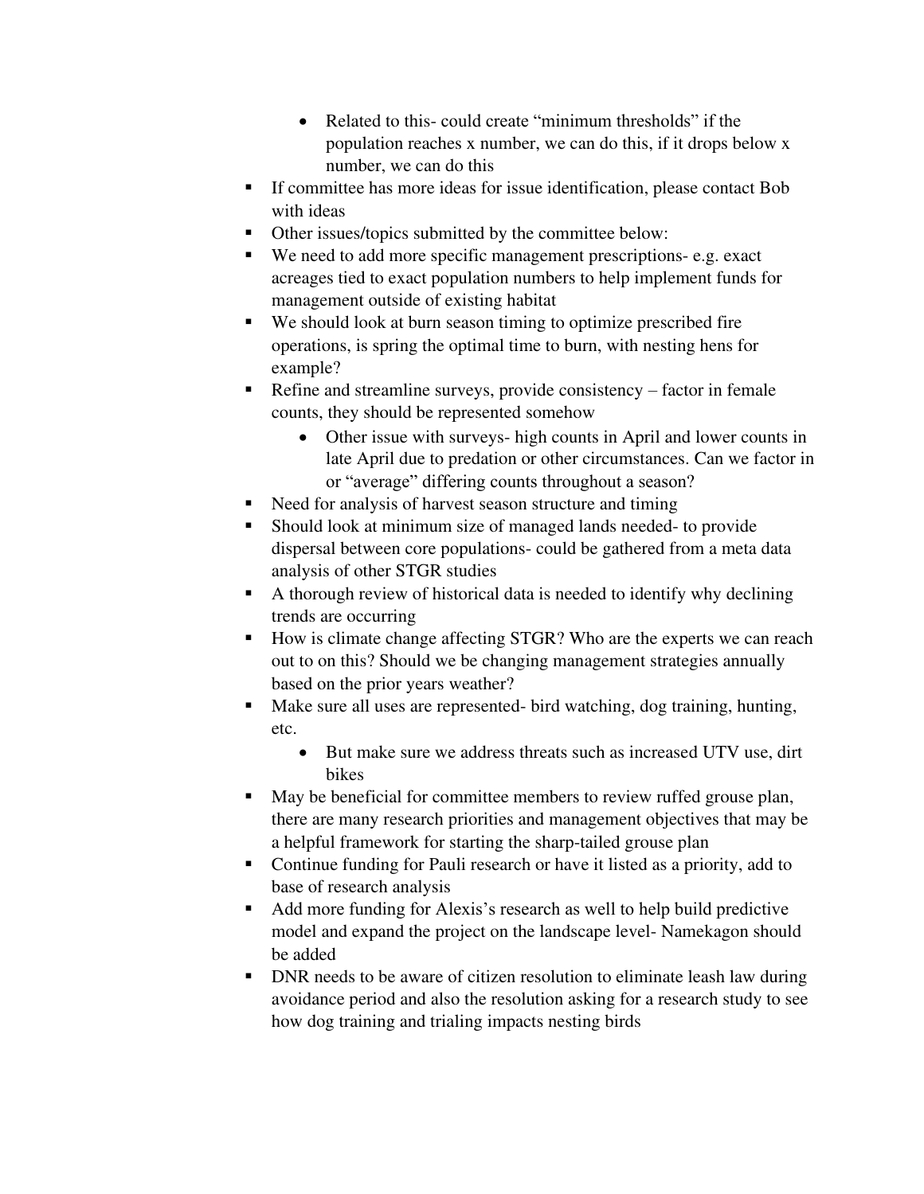- Related to this- could create "minimum thresholds" if the population reaches x number, we can do this, if it drops below x number, we can do this
- If committee has more ideas for issue identification, please contact Bob with ideas
- Other issues/topics submitted by the committee below:
- We need to add more specific management prescriptions- e.g. exact acreages tied to exact population numbers to help implement funds for management outside of existing habitat
- We should look at burn season timing to optimize prescribed fire operations, is spring the optimal time to burn, with nesting hens for example?
- Refine and streamline surveys, provide consistency – factor in female counts, they should be represented somehow
    - Other issue with surveys- high counts in April and lower counts in late April due to predation or other circumstances. Can we factor in or "average" differing counts throughout a season?
- Need for analysis of harvest season structure and timing
- Should look at minimum size of managed lands needed- to provide dispersal between core populations- could be gathered from a meta data analysis of other STGR studies
- A thorough review of historical data is needed to identify why declining trends are occurring
- How is climate change affecting STGR? Who are the experts we can reach out to on this? Should we be changing management strategies annually based on the prior years weather?
- Make sure all uses are represented- bird watching, dog training, hunting, etc.
    - But make sure we address threats such as increased UTV use, dirt bikes
- May be beneficial for committee members to review ruffed grouse plan, there are many research priorities and management objectives that may be a helpful framework for starting the sharp-tailed grouse plan
- Continue funding for Pauli research or have it listed as a priority, add to base of research analysis
- Add more funding for Alexis's research as well to help build predictive model and expand the project on the landscape level- Namekagon should be added
- DNR needs to be aware of citizen resolution to eliminate leash law during avoidance period and also the resolution asking for a research study to see how dog training and trialing impacts nesting birds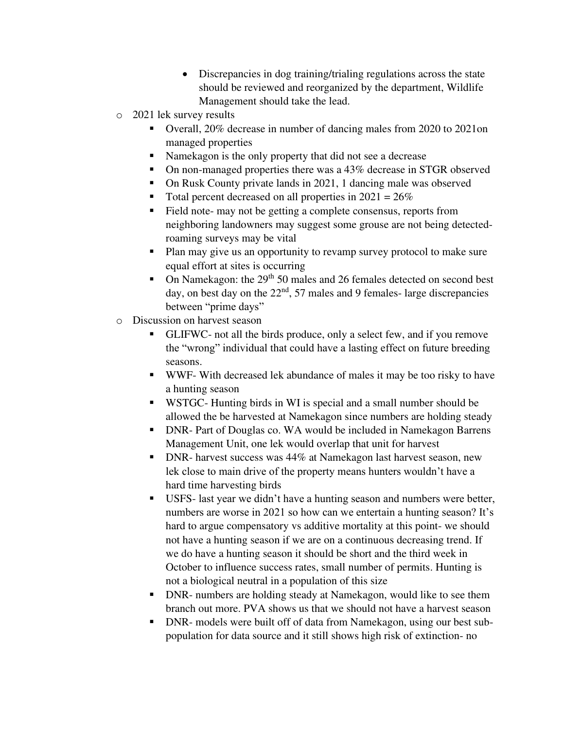- Discrepancies in dog training/trialing regulations across the state should be reviewed and reorganized by the department, Wildlife Management should take the lead.
- 2021 lek survey results
    - Overall, 20% decrease in number of dancing males from 2020 to 2021on managed properties
    - Namekagon is the only property that did not see a decrease
    - On non-managed properties there was a 43% decrease in STGR observed
    - On Rusk County private lands in 2021, 1 dancing male was observed
    - Total percent decreased on all properties in 2021 = 26%
    - Field note- may not be getting a complete consensus, reports from neighboring landowners may suggest some grouse are not being detected- roaming surveys may be vital
    - Plan may give us an opportunity to revamp survey protocol to make sure equal effort at sites is occurring
    - On Namekagon: the 29th 50 males and 26 females detected on second best day, on best day on the 22nd, 57 males and 9 females- large discrepancies between "prime days"
- Discussion on harvest season
    - GLIFWC- not all the birds produce, only a select few, and if you remove the "wrong" individual that could have a lasting effect on future breeding seasons.
    - WWF- With decreased lek abundance of males it may be too risky to have a hunting season
    - WSTGC- Hunting birds in WI is special and a small number should be allowed the be harvested at Namekagon since numbers are holding steady
    - DNR- Part of Douglas co. WA would be included in Namekagon Barrens Management Unit, one lek would overlap that unit for harvest
    - DNR- harvest success was 44% at Namekagon last harvest season, new lek close to main drive of the property means hunters wouldn't have a hard time harvesting birds
    - USFS- last year we didn't have a hunting season and numbers were better, numbers are worse in 2021 so how can we entertain a hunting season? It's hard to argue compensatory vs additive mortality at this point- we should not have a hunting season if we are on a continuous decreasing trend. If we do have a hunting season it should be short and the third week in October to influence success rates, small number of permits. Hunting is not a biological neutral in a population of this size
    - DNR- numbers are holding steady at Namekagon, would like to see them branch out more. PVA shows us that we should not have a harvest season
    - DNR- models were built off of data from Namekagon, using our best sub-population for data source and it still shows high risk of extinction- no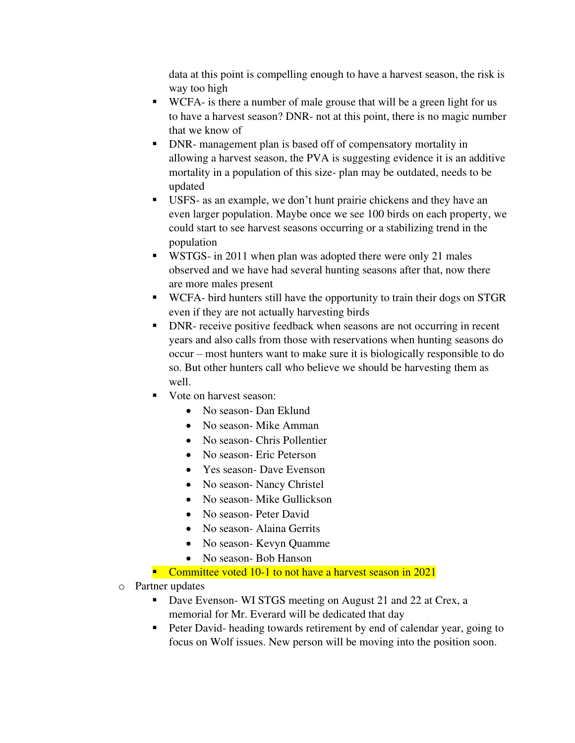data at this point is compelling enough to have a harvest season, the risk is way too high

- WCFA- is there a number of male grouse that will be a green light for us to have a harvest season? DNR- not at this point, there is no magic number that we know of
- DNR- management plan is based off of compensatory mortality in allowing a harvest season, the PVA is suggesting evidence it is an additive mortality in a population of this size- plan may be outdated, needs to be updated
- USFS- as an example, we don't hunt prairie chickens and they have an even larger population. Maybe once we see 100 birds on each property, we could start to see harvest seasons occurring or a stabilizing trend in the population
- WSTGS- in 2011 when plan was adopted there were only 21 males observed and we have had several hunting seasons after that, now there are more males present
- WCFA- bird hunters still have the opportunity to train their dogs on STGR even if they are not actually harvesting birds
- DNR- receive positive feedback when seasons are not occurring in recent years and also calls from those with reservations when hunting seasons do occur – most hunters want to make sure it is biologically responsible to do so. But other hunters call who believe we should be harvesting them as well.
- Vote on harvest season:
  - No season- Dan Eklund
  - No season- Mike Amman
  - No season- Chris Pollentier
  - No season- Eric Peterson
  - Yes season- Dave Evenson
  - No season- Nancy Christel
  - No season- Mike Gullickson
  - No season- Peter David
  - No season- Alaina Gerrits
  - No season- Kevyn Quamme
  - No season- Bob Hanson
- Committee voted 10-1 to not have a harvest season in 2021

- Partner updates
  - Dave Evenson- WI STGS meeting on August 21 and 22 at Crex, a memorial for Mr. Everard will be dedicated that day
  - Peter David- heading towards retirement by end of calendar year, going to focus on Wolf issues. New person will be moving into the position soon.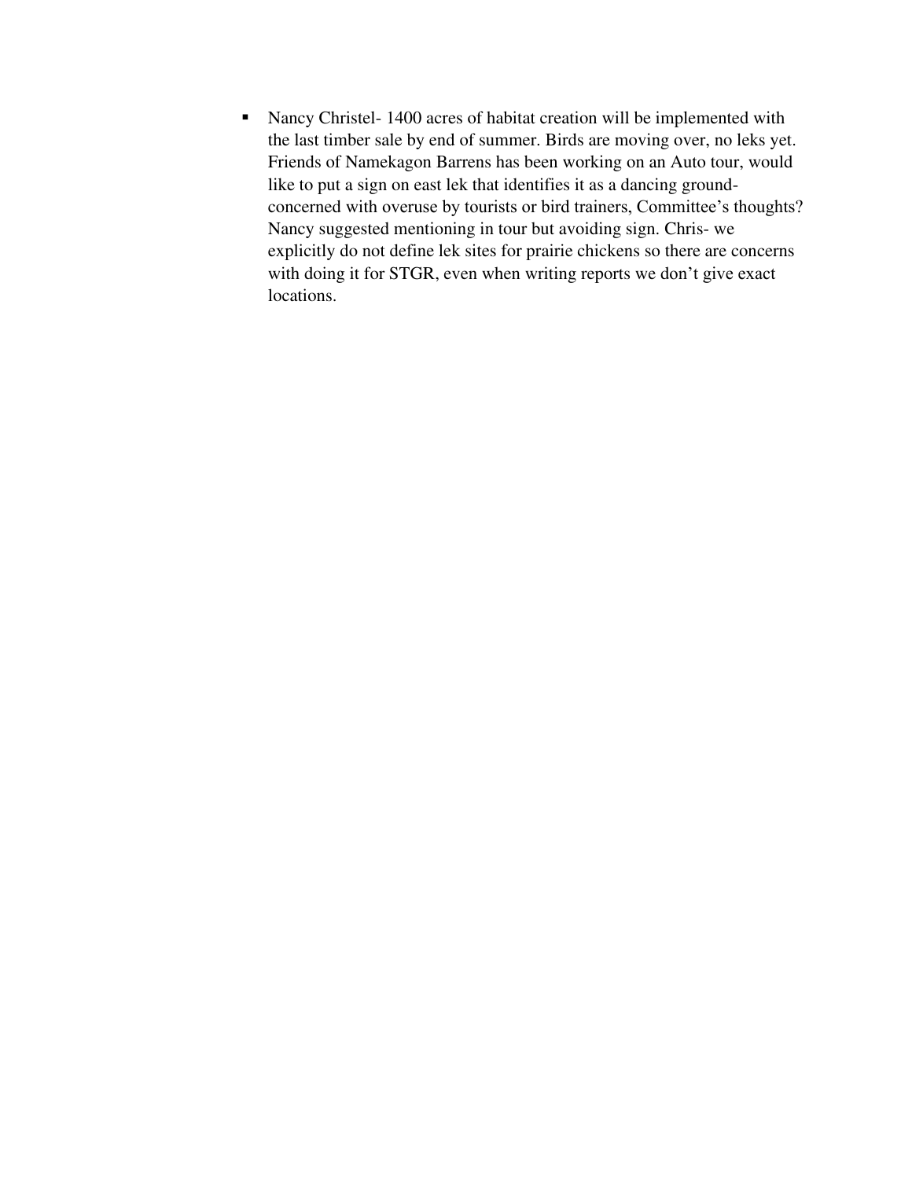- Nancy Christel- 1400 acres of habitat creation will be implemented with the last timber sale by end of summer. Birds are moving over, no leks yet. Friends of Namekagon Barrens has been working on an Auto tour, would like to put a sign on east lek that identifies it as a dancing ground- concerned with overuse by tourists or bird trainers, Committee's thoughts? Nancy suggested mentioning in tour but avoiding sign. Chris- we explicitly do not define lek sites for prairie chickens so there are concerns with doing it for STGR, even when writing reports we don't give exact locations.